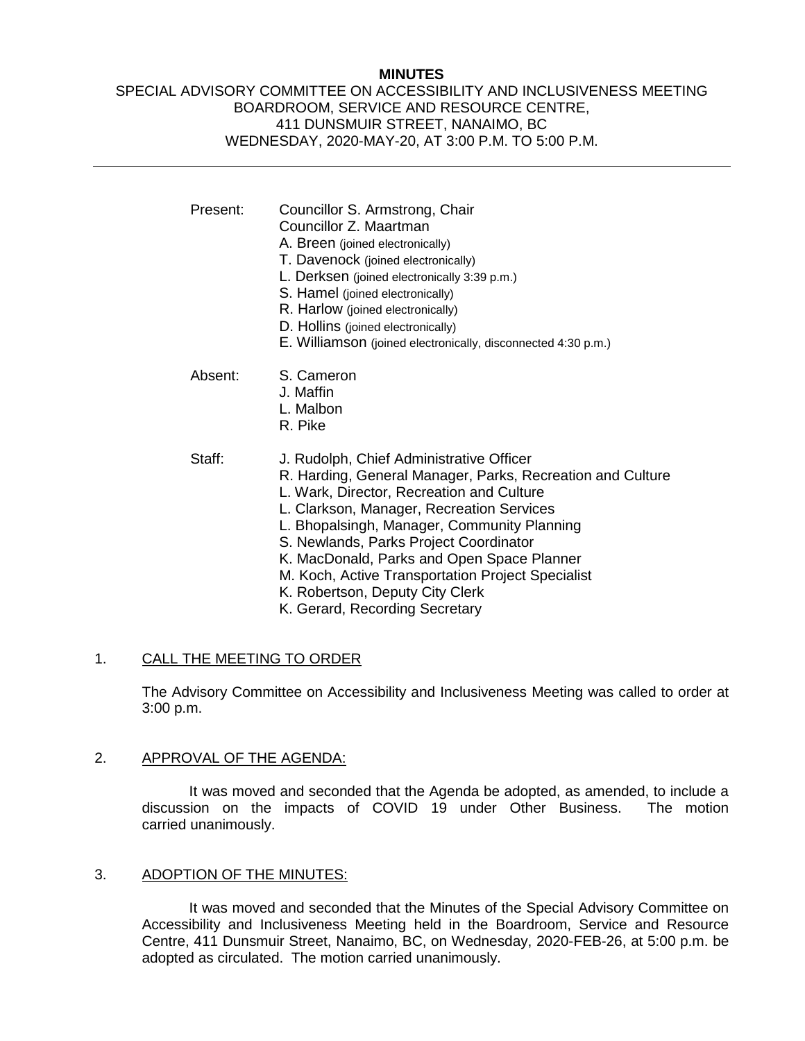**MINUTES**

SPECIAL ADVISORY COMMITTEE ON ACCESSIBILITY AND INCLUSIVENESS MEETING
BOARDROOM, SERVICE AND RESOURCE CENTRE,
411 DUNSMUIR STREET, NANAIMO, BC
WEDNESDAY, 2020-MAY-20, AT 3:00 P.M. TO 5:00 P.M.

---

Present: Councillor S. Armstrong, Chair
Councillor Z. Maartman
A. Breen (joined electronically)
T. Davenock (joined electronically)
L. Derksen (joined electronically 3:39 p.m.)
S. Hamel (joined electronically)
R. Harlow (joined electronically)
D. Hollins (joined electronically)
E. Williamson (joined electronically, disconnected 4:30 p.m.)

Absent: S. Cameron
J. Maffin
L. Malbon
R. Pike

Staff: J. Rudolph, Chief Administrative Officer
R. Harding, General Manager, Parks, Recreation and Culture
L. Wark, Director, Recreation and Culture
L. Clarkson, Manager, Recreation Services
L. Bhopalsingh, Manager, Community Planning
S. Newlands, Parks Project Coordinator
K. MacDonald, Parks and Open Space Planner
M. Koch, Active Transportation Project Specialist
K. Robertson, Deputy City Clerk
K. Gerard, Recording Secretary

1. CALL THE MEETING TO ORDER

The Advisory Committee on Accessibility and Inclusiveness Meeting was called to order at 3:00 p.m.

2. APPROVAL OF THE AGENDA:

It was moved and seconded that the Agenda be adopted, as amended, to include a discussion on the impacts of COVID 19 under Other Business. The motion carried unanimously.

3. ADOPTION OF THE MINUTES:

It was moved and seconded that the Minutes of the Special Advisory Committee on Accessibility and Inclusiveness Meeting held in the Boardroom, Service and Resource Centre, 411 Dunsmuir Street, Nanaimo, BC, on Wednesday, 2020-FEB-26, at 5:00 p.m. be adopted as circulated. The motion carried unanimously.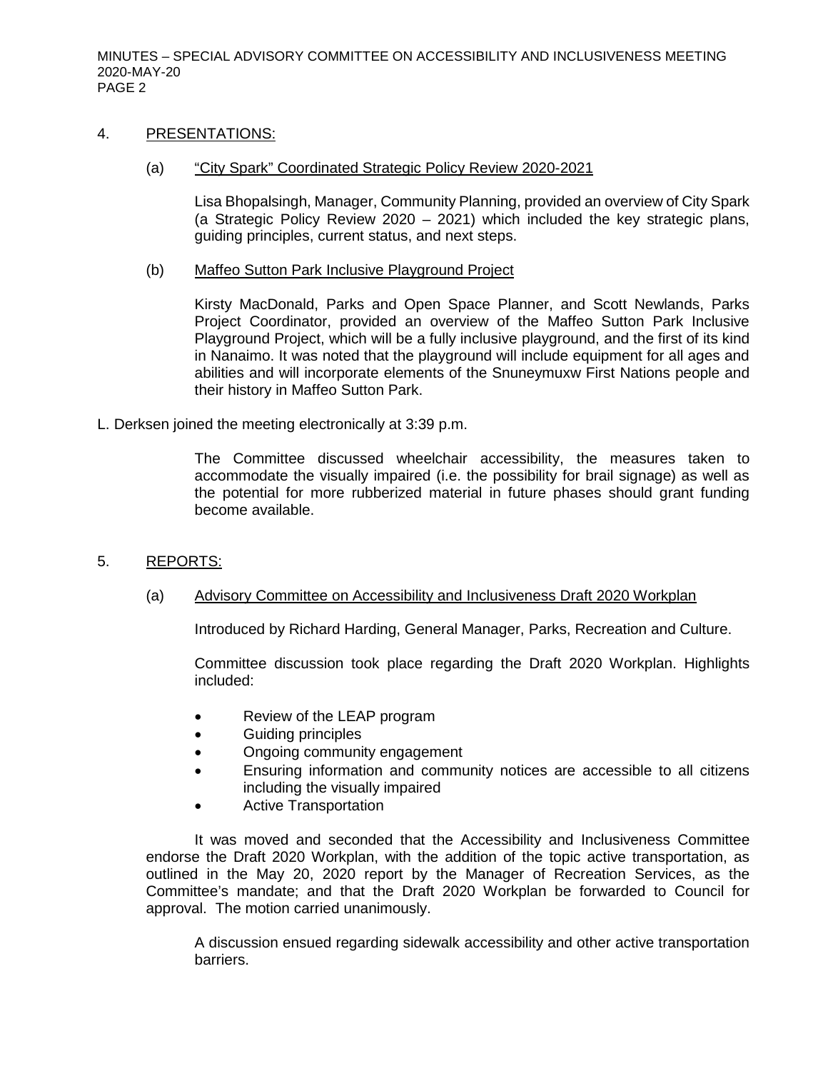## 4. PRESENTATIONS:

### (a) "City Spark" Coordinated Strategic Policy Review 2020-2021

Lisa Bhopalsingh, Manager, Community Planning, provided an overview of City Spark (a Strategic Policy Review 2020 – 2021) which included the key strategic plans, guiding principles, current status, and next steps.

### (b) Maffeo Sutton Park Inclusive Playground Project

Kirsty MacDonald, Parks and Open Space Planner, and Scott Newlands, Parks Project Coordinator, provided an overview of the Maffeo Sutton Park Inclusive Playground Project, which will be a fully inclusive playground, and the first of its kind in Nanaimo. It was noted that the playground will include equipment for all ages and abilities and will incorporate elements of the Snuneymuxw First Nations people and their history in Maffeo Sutton Park.

L. Derksen joined the meeting electronically at 3:39 p.m.

The Committee discussed wheelchair accessibility, the measures taken to accommodate the visually impaired (i.e. the possibility for brail signage) as well as the potential for more rubberized material in future phases should grant funding become available.

## 5. REPORTS:

### (a) Advisory Committee on Accessibility and Inclusiveness Draft 2020 Workplan

Introduced by Richard Harding, General Manager, Parks, Recreation and Culture.

Committee discussion took place regarding the Draft 2020 Workplan. Highlights included:

- Review of the LEAP program
- Guiding principles
- Ongoing community engagement
- Ensuring information and community notices are accessible to all citizens including the visually impaired
- Active Transportation

It was moved and seconded that the Accessibility and Inclusiveness Committee endorse the Draft 2020 Workplan, with the addition of the topic active transportation, as outlined in the May 20, 2020 report by the Manager of Recreation Services, as the Committee's mandate; and that the Draft 2020 Workplan be forwarded to Council for approval. The motion carried unanimously.

A discussion ensued regarding sidewalk accessibility and other active transportation barriers.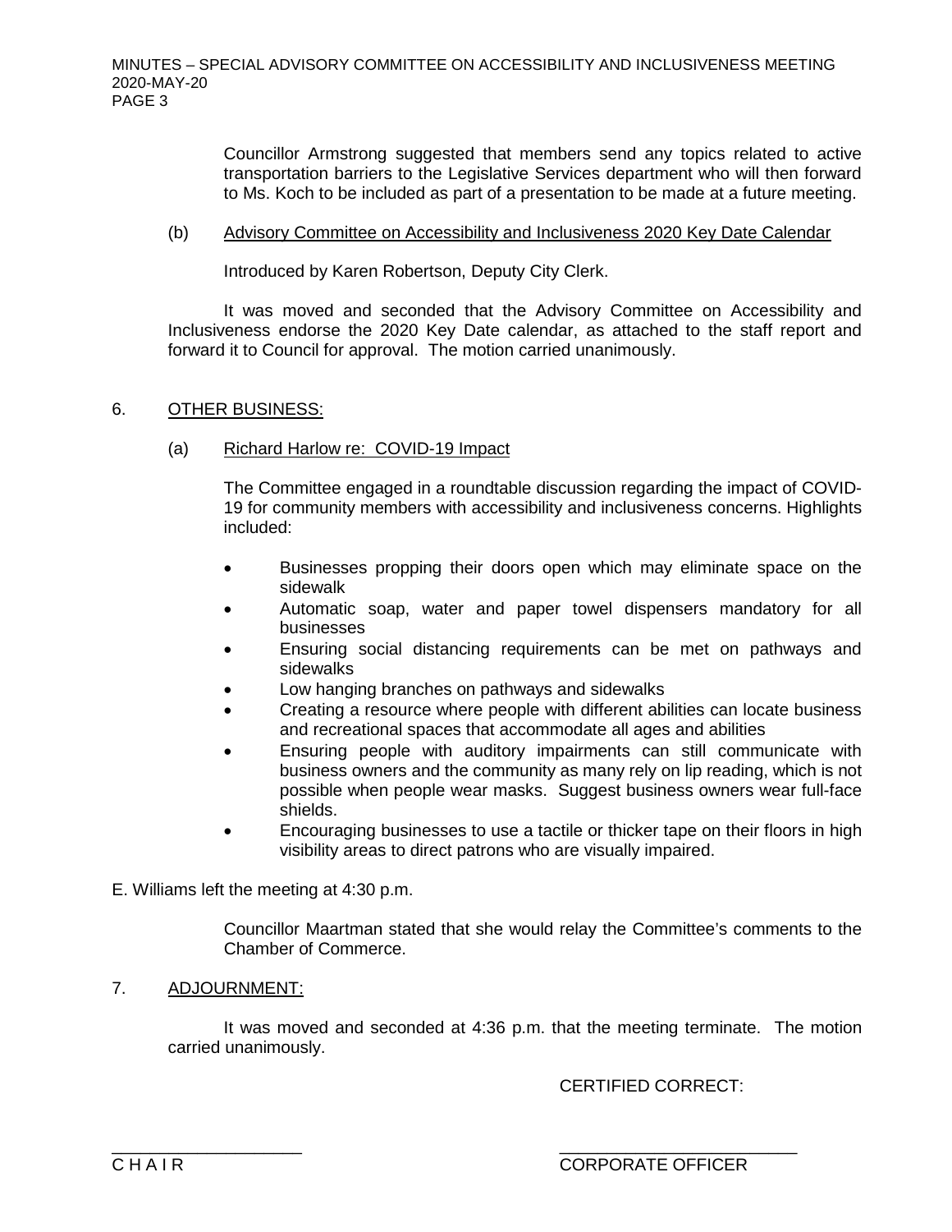Councillor Armstrong suggested that members send any topics related to active transportation barriers to the Legislative Services department who will then forward to Ms. Koch to be included as part of a presentation to be made at a future meeting.

(b) Advisory Committee on Accessibility and Inclusiveness 2020 Key Date Calendar

Introduced by Karen Robertson, Deputy City Clerk.

It was moved and seconded that the Advisory Committee on Accessibility and Inclusiveness endorse the 2020 Key Date calendar, as attached to the staff report and forward it to Council for approval. The motion carried unanimously.

## 6. OTHER BUSINESS:

(a) Richard Harlow re: COVID-19 Impact

The Committee engaged in a roundtable discussion regarding the impact of COVID-19 for community members with accessibility and inclusiveness concerns. Highlights included:

- Businesses propping their doors open which may eliminate space on the sidewalk
- Automatic soap, water and paper towel dispensers mandatory for all businesses
- Ensuring social distancing requirements can be met on pathways and sidewalks
- Low hanging branches on pathways and sidewalks
- Creating a resource where people with different abilities can locate business and recreational spaces that accommodate all ages and abilities
- Ensuring people with auditory impairments can still communicate with business owners and the community as many rely on lip reading, which is not possible when people wear masks. Suggest business owners wear full-face shields.
- Encouraging businesses to use a tactile or thicker tape on their floors in high visibility areas to direct patrons who are visually impaired.

E. Williams left the meeting at 4:30 p.m.

Councillor Maartman stated that she would relay the Committee's comments to the Chamber of Commerce.

## 7. ADJOURNMENT:

It was moved and seconded at 4:36 p.m. that the meeting terminate. The motion carried unanimously.

CERTIFIED CORRECT:

\_\_\_\_\_\_\_\_\_\_\_\_\_\_\_\_\_\_\_\_ \_\_\_\_\_\_\_\_\_\_\_\_\_\_\_\_\_\_\_\_\_\_\_\_\_

C H A I R CORPORATE OFFICER